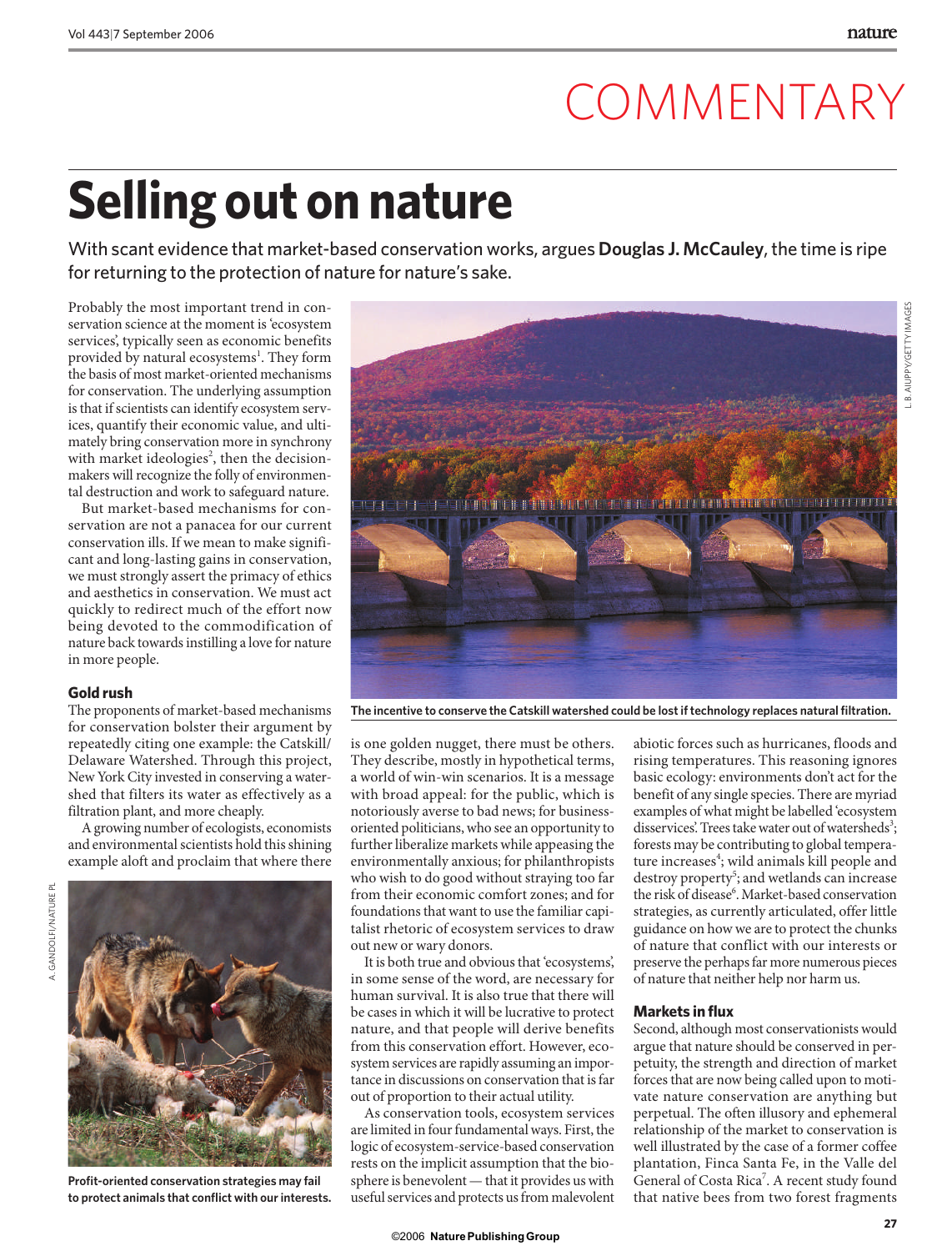# COMMENTARY

# Selling out on nature

With scant evidence that market-based conservation works, argues **Douglas J. McCauley**, the time is ripe for returning to the protection of nature for nature's sake.

Probably the most important trend in conservation science at the moment is 'ecosystem services', typically seen as economic benefits provided by natural ecosystems[1]. They form the basis of most market-oriented mechanisms for conservation. The underlying assumption is that if scientists can identify ecosystem services, quantify their economic value, and ultimately bring conservation more in synchrony with market ideologies[2], then the decision-makers will recognize the folly of environmental destruction and work to safeguard nature.

But market-based mechanisms for conservation are not a panacea for our current conservation ills. If we mean to make significant and long-lasting gains in conservation, we must strongly assert the primacy of ethics and aesthetics in conservation. We must act quickly to redirect much of the effort now being devoted to the commodification of nature back towards instilling a love for nature in more people.

### Gold rush

The proponents of market-based mechanisms for conservation bolster their argument by repeatedly citing one example: the Catskill/Delaware Watershed. Through this project, New York City invested in conserving a watershed that filters its water as effectively as a filtration plant, and more cheaply.

A growing number of ecologists, economists and environmental scientists hold this shining example aloft and proclaim that where there is one golden nugget, there must be others. They describe, mostly in hypothetical terms, a world of win-win scenarios. It is a message with broad appeal: for the public, which is notoriously averse to bad news; for business-oriented politicians, who see an opportunity to further liberalize markets while appeasing the environmentally anxious; for philanthropists who wish to do good without straying too far from their economic comfort zones; and for foundations that want to use the familiar capitalist rhetoric of ecosystem services to draw out new or wary donors.

It is both true and obvious that 'ecosystems', in some sense of the word, are necessary for human survival. It is also true that there will be cases in which it will be lucrative to protect nature, and that people will derive benefits from this conservation effort. However, ecosystem services are rapidly assuming an importance in discussions on conservation that is far out of proportion to their actual utility.

As conservation tools, ecosystem services are limited in four fundamental ways. First, the logic of ecosystem-service-based conservation rests on the implicit assumption that the biosphere is benevolent — that it provides us with useful services and protects us from malevolent abiotic forces such as hurricanes, floods and rising temperatures. This reasoning ignores basic ecology: environments don't act for the benefit of any single species. There are myriad examples of what might be labelled 'ecosystem disservices'. Trees take water out of watersheds[3]; forests may be contributing to global temperature increases[4]; wild animals kill people and destroy property[5]; and wetlands can increase the risk of disease[6]. Market-based conservation strategies, as currently articulated, offer little guidance on how we are to protect the chunks of nature that conflict with our interests or preserve the perhaps far more numerous pieces of nature that neither help nor harm us.

### Markets in flux

Second, although most conservationists would argue that nature should be conserved in perpetuity, the strength and direction of market forces that are now being called upon to motivate nature conservation are anything but perpetual. The often illusory and ephemeral relationship of the market to conservation is well illustrated by the case of a former coffee plantation, Finca Santa Fe, in the Valle del General of Costa Rica[7]. A recent study found that native bees from two forest fragments

The incentive to conserve the Catskill watershed could be lost if technology replaces natural filtration.

Profit-oriented conservation strategies may fail to protect animals that conflict with our interests.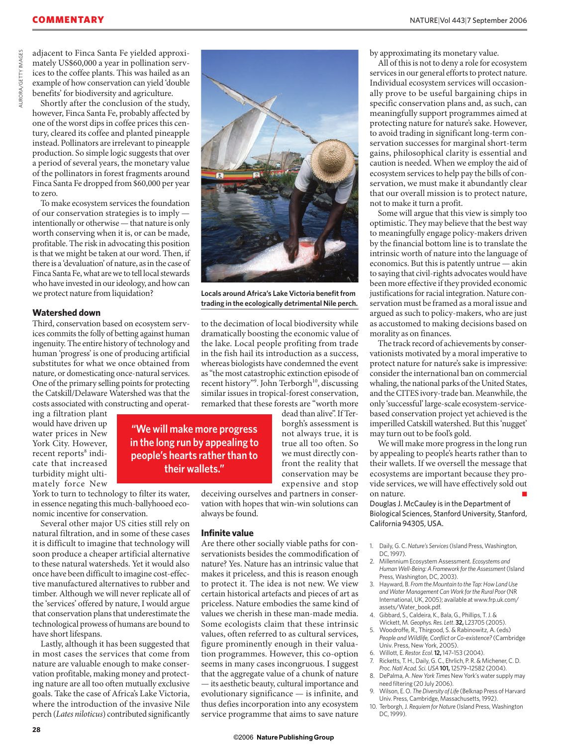adjacent to Finca Santa Fe yielded approximately US$60,000 a year in pollination services to the coffee plants. This was hailed as an example of how conservation can yield 'double benefits' for biodiversity and agriculture.

Shortly after the conclusion of the study, however, Finca Santa Fe, probably affected by one of the worst dips in coffee prices this century, cleared its coffee and planted pineapple instead. Pollinators are irrelevant to pineapple production. So simple logic suggests that over a period of several years, the monetary value of the pollinators in forest fragments around Finca Santa Fe dropped from $60,000 per year to zero.

To make ecosystem services the foundation of our conservation strategies is to imply — intentionally or otherwise — that nature is only worth conserving when it is, or can be made, profitable. The risk in advocating this position is that we might be taken at our word. Then, if there is a 'devaluation' of nature, as in the case of Finca Santa Fe, what are we to tell local stewards who have invested in our ideology, and how can we protect nature from liquidation?

## Watershed down

Third, conservation based on ecosystem services commits the folly of betting against human ingenuity. The entire history of technology and human 'progress' is one of producing artificial substitutes for what we once obtained from nature, or domesticating once-natural services. One of the primary selling points for protecting the Catskill/Delaware Watershed was that the costs associated with constructing and operating a filtration plant would have driven up water prices in New York City. However, recent reports[8] indicate that increased turbidity might ultimately force New York to turn to technology to filter its water, in essence negating this much-ballyhooed economic incentive for conservation.

Several other major US cities still rely on natural filtration, and in some of these cases it is difficult to imagine that technology will soon produce a cheaper artificial alternative to these natural watersheds. Yet it would also once have been difficult to imagine cost-effective manufactured alternatives to rubber and timber. Although we will never replicate all of the 'services' offered by nature, I would argue that conservation plans that underestimate the technological prowess of humans are bound to have short lifespans.

Lastly, although it has been suggested that in most cases the services that come from nature are valuable enough to make conservation profitable, making money and protecting nature are all too often mutually exclusive goals. Take the case of Africa's Lake Victoria, where the introduction of the invasive Nile perch (*Lates niloticus*) contributed significantly to the decimation of local biodiversity while dramatically boosting the economic value of the lake. Local people profiting from trade in the fish hail its introduction as a success, whereas biologists have condemned the event as "the most catastrophic extinction episode of recent history"[9]. John Terborgh[10], discussing similar issues in tropical-forest conservation, remarked that these forests are "worth more dead than alive". If Terborgh's assessment is not always true, it is true all too often. So we must directly confront the reality that conservation may be expensive and stop deceiving ourselves and partners in conservation with hopes that win-win solutions can always be found.

Locals around Africa's Lake Victoria benefit from trading in the ecologically detrimental Nile perch.

"We will make more progress in the long run by appealing to people's hearts rather than to their wallets."

## Infinite value

Are there other socially viable paths for conservationists besides the commodification of nature? Yes. Nature has an intrinsic value that makes it priceless, and this is reason enough to protect it. The idea is not new. We view certain historical artefacts and pieces of art as priceless. Nature embodies the same kind of values we cherish in these man-made media. Some ecologists claim that these intrinsic values, often referred to as cultural services, figure prominently enough in their valuation programmes. However, this co-option seems in many cases incongruous. I suggest that the aggregate value of a chunk of nature — its aesthetic beauty, cultural importance and evolutionary significance — is infinite, and thus defies incorporation into any ecosystem service programme that aims to save nature by approximating its monetary value.

All of this is not to deny a role for ecosystem services in our general efforts to protect nature. Individual ecosystem services will occasionally prove to be useful bargaining chips in specific conservation plans and, as such, can meaningfully support programmes aimed at protecting nature for nature's sake. However, to avoid trading in significant long-term conservation successes for marginal short-term gains, philosophical clarity is essential and caution is needed. When we employ the aid of ecosystem services to help pay the bills of conservation, we must make it abundantly clear that our overall mission is to protect nature, not to make it turn a profit.

Some will argue that this view is simply too optimistic. They may believe that the best way to meaningfully engage policy-makers driven by the financial bottom line is to translate the intrinsic worth of nature into the language of economics. But this is patently untrue — akin to saying that civil-rights advocates would have been more effective if they provided economic justifications for racial integration. Nature conservation must be framed as a moral issue and argued as such to policy-makers, who are just as accustomed to making decisions based on morality as on finances.

The track record of achievements by conservationists motivated by a moral imperative to protect nature for nature's sake is impressive: consider the international ban on commercial whaling, the national parks of the United States, and the CITES ivory-trade ban. Meanwhile, the only 'successful' large-scale ecosystem-service-based conservation project yet achieved is the imperilled Catskill watershed. But this 'nugget' may turn out to be fool's gold.

We will make more progress in the long run by appealing to people's hearts rather than to their wallets. If we oversell the message that ecosystems are important because they provide services, we will have effectively sold out on nature. ■

Douglas J. McCauley is in the Department of Biological Sciences, Stanford University, Stanford, California 94305, USA.

1. Daily, G. C. *Nature's Services* (Island Press, Washington, DC, 1997).
2. Millennium Ecosystem Assessment. *Ecosystems and Human Well-Being: A Framework for the Assessment* (Island Press, Washington, DC, 2003).
3. Hayward, B. *From the Mountain to the Tap: How Land Use and Water Management Can Work for the Rural Poor* (NR International, UK, 2005); available at www.frp.uk.com/assets/Water_book.pdf.
4. Gibbard, S., Caldeira, K., Bala, G., Phillips, T. J. & Wickett, M. *Geophys. Res. Lett.* **32,** L23705 (2005).
5. Woodroffe, R., Thirgood, S. & Rabinowitz, A. (eds) *People and Wildlife, Conflict or Co-existence?* (Cambridge Univ. Press, New York, 2005).
6. Willott, E. *Restor. Ecol.* **12,** 147–153 (2004).
7. Ricketts, T. H., Daily, G. C., Ehrlich, P. R. & Michener, C. D. *Proc. Natl Acad. Sci. USA* **101,** 12579–12582 (2004).
8. DePalma, A. *New York Times* New York's water supply may need filtering (20 July 2006).
9. Wilson, E. O. *The Diversity of Life* (Belknap Press of Harvard Univ. Press, Cambridge, Massachusetts, 1992).
10. Terborgh, J. *Requiem for Nature* (Island Press, Washington DC, 1999).